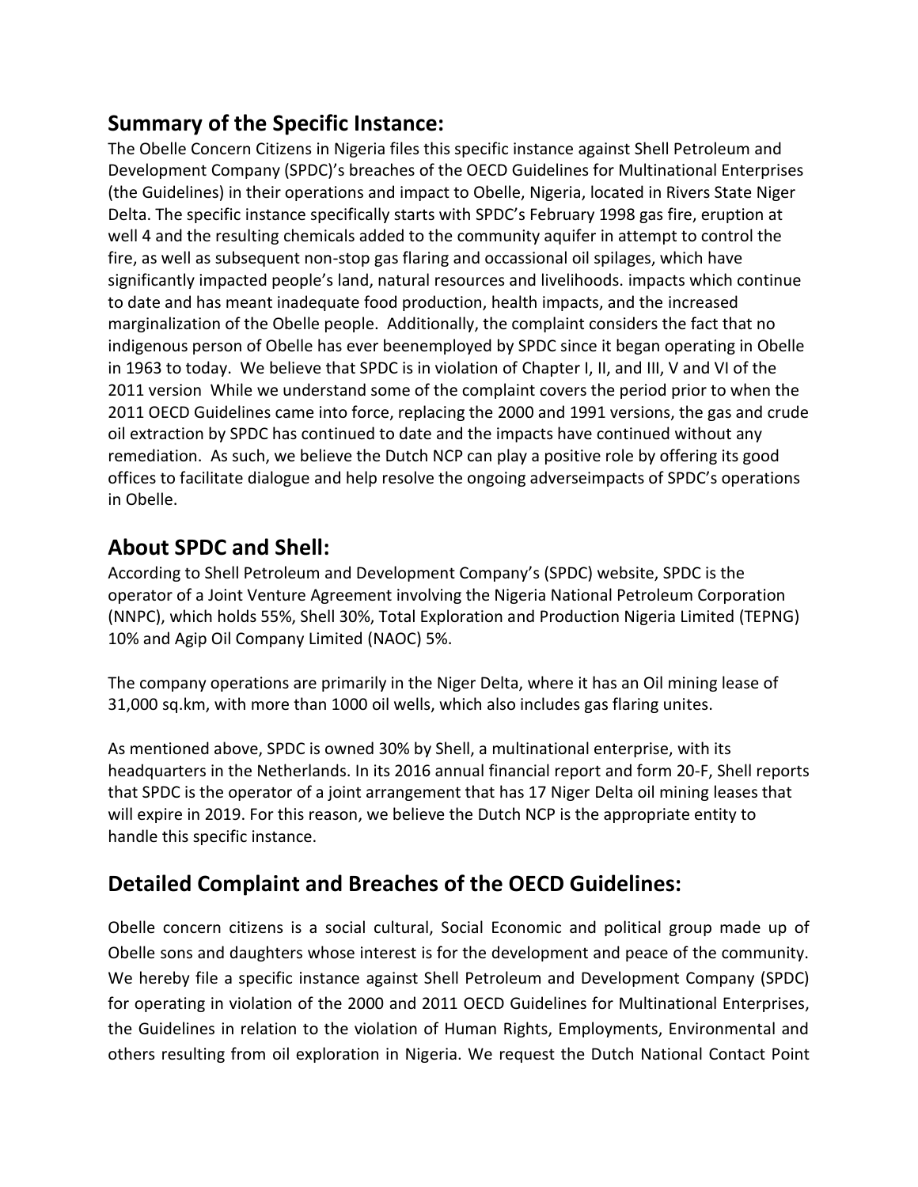## Summary of the Specific Instance:

The Obelle Concern Citizens in Nigeria files this specific instance against Shell Petroleum and Development Company (SPDC)'s breaches of the OECD Guidelines for Multinational Enterprises (the Guidelines) in their operations and impact to Obelle, Nigeria, located in Rivers State Niger Delta. The specific instance specifically starts with SPDC's February 1998 gas fire, eruption at well 4 and the resulting chemicals added to the community aquifer in attempt to control the fire, as well as subsequent non-stop gas flaring and occassional oil spilages, which have significantly impacted people's land, natural resources and livelihoods. impacts which continue to date and has meant inadequate food production, health impacts, and the increased marginalization of the Obelle people. Additionally, the complaint considers the fact that no indigenous person of Obelle has ever beenemployed by SPDC since it began operating in Obelle in 1963 to today. We believe that SPDC is in violation of Chapter I, II, and III, V and VI of the 2011 version While we understand some of the complaint covers the period prior to when the 2011 OECD Guidelines came into force, replacing the 2000 and 1991 versions, the gas and crude oil extraction by SPDC has continued to date and the impacts have continued without any remediation. As such, we believe the Dutch NCP can play a positive role by offering its good offices to facilitate dialogue and help resolve the ongoing adverseimpacts of SPDC's operations in Obelle.

## About SPDC and Shell:

According to Shell Petroleum and Development Company's (SPDC) website, SPDC is the operator of a Joint Venture Agreement involving the Nigeria National Petroleum Corporation (NNPC), which holds 55%, Shell 30%, Total Exploration and Production Nigeria Limited (TEPNG) 10% and Agip Oil Company Limited (NAOC) 5%.

The company operations are primarily in the Niger Delta, where it has an Oil mining lease of 31,000 sq.km, with more than 1000 oil wells, which also includes gas flaring unites.

As mentioned above, SPDC is owned 30% by Shell, a multinational enterprise, with its headquarters in the Netherlands. In its 2016 annual financial report and form 20-F, Shell reports that SPDC is the operator of a joint arrangement that has 17 Niger Delta oil mining leases that will expire in 2019. For this reason, we believe the Dutch NCP is the appropriate entity to handle this specific instance.

## Detailed Complaint and Breaches of the OECD Guidelines:

Obelle concern citizens is a social cultural, Social Economic and political group made up of Obelle sons and daughters whose interest is for the development and peace of the community. We hereby file a specific instance against Shell Petroleum and Development Company (SPDC) for operating in violation of the 2000 and 2011 OECD Guidelines for Multinational Enterprises, the Guidelines in relation to the violation of Human Rights, Employments, Environmental and others resulting from oil exploration in Nigeria. We request the Dutch National Contact Point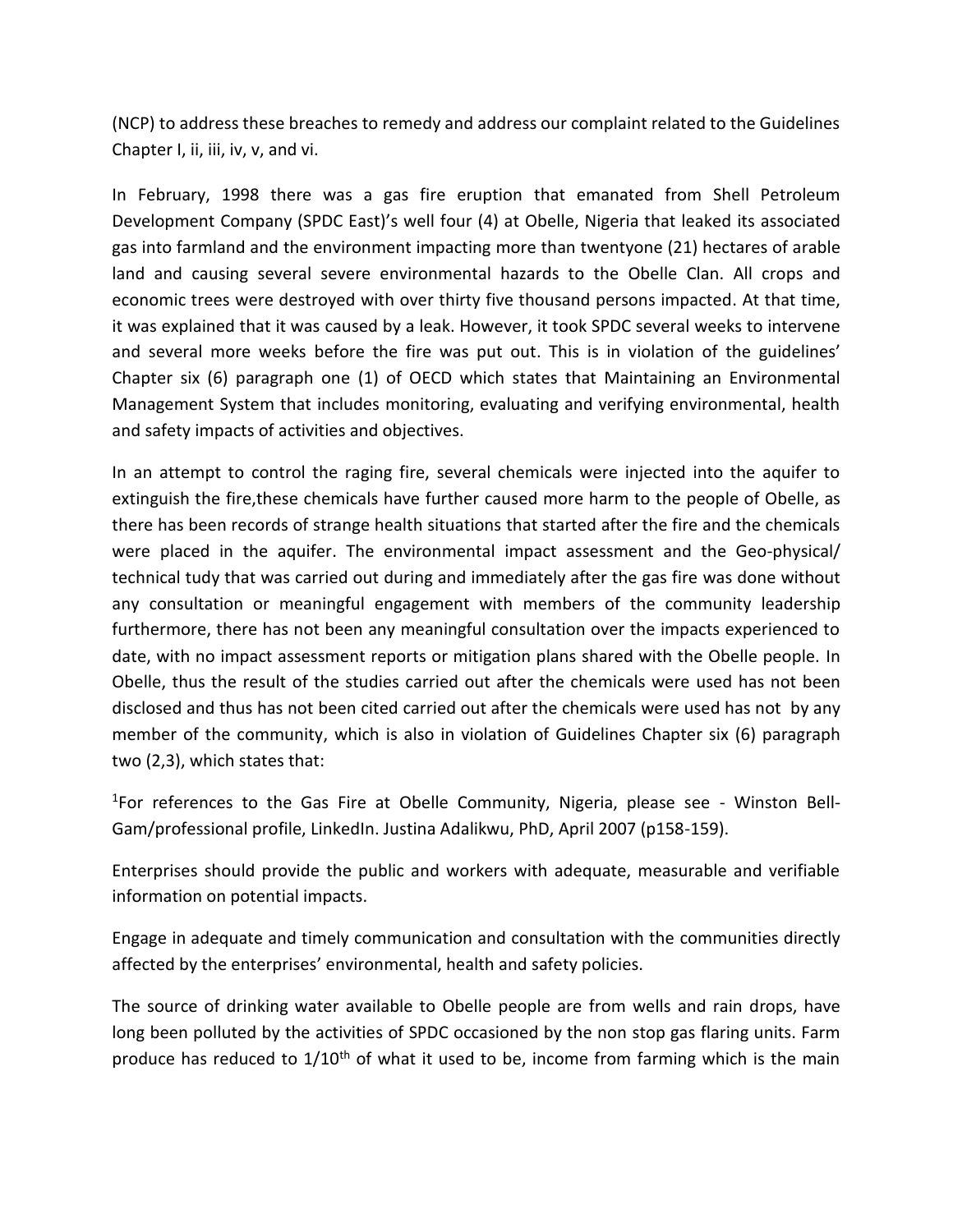(NCP) to address these breaches to remedy and address our complaint related to the Guidelines Chapter I, ii, iii, iv, v, and vi.

In February, 1998 there was a gas fire eruption that emanated from Shell Petroleum Development Company (SPDC East)'s well four (4) at Obelle, Nigeria that leaked its associated gas into farmland and the environment impacting more than twentyone (21) hectares of arable land and causing several severe environmental hazards to the Obelle Clan. All crops and economic trees were destroyed with over thirty five thousand persons impacted. At that time, it was explained that it was caused by a leak. However, it took SPDC several weeks to intervene and several more weeks before the fire was put out. This is in violation of the guidelines' Chapter six (6) paragraph one (1) of OECD which states that Maintaining an Environmental Management System that includes monitoring, evaluating and verifying environmental, health and safety impacts of activities and objectives.

In an attempt to control the raging fire, several chemicals were injected into the aquifer to extinguish the fire,these chemicals have further caused more harm to the people of Obelle, as there has been records of strange health situations that started after the fire and the chemicals were placed in the aquifer. The environmental impact assessment and the Geo-physical/ technical tudy that was carried out during and immediately after the gas fire was done without any consultation or meaningful engagement with members of the community leadership furthermore, there has not been any meaningful consultation over the impacts experienced to date, with no impact assessment reports or mitigation plans shared with the Obelle people. In Obelle, thus the result of the studies carried out after the chemicals were used has not been disclosed and thus has not been cited carried out after the chemicals were used has not by any member of the community, which is also in violation of Guidelines Chapter six (6) paragraph two (2,3), which states that:

[1]For references to the Gas Fire at Obelle Community, Nigeria, please see - Winston Bell-Gam/professional profile, LinkedIn. Justina Adalikwu, PhD, April 2007 (p158-159).

Enterprises should provide the public and workers with adequate, measurable and verifiable information on potential impacts.

Engage in adequate and timely communication and consultation with the communities directly affected by the enterprises' environmental, health and safety policies.

The source of drinking water available to Obelle people are from wells and rain drops, have long been polluted by the activities of SPDC occasioned by the non stop gas flaring units. Farm produce has reduced to 1/10th of what it used to be, income from farming which is the main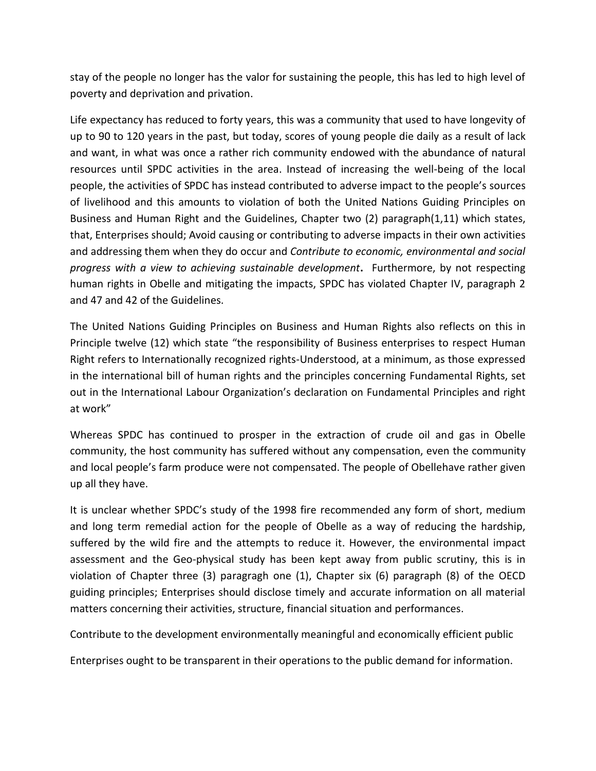stay of the people no longer has the valor for sustaining the people, this has led to high level of poverty and deprivation and privation.

Life expectancy has reduced to forty years, this was a community that used to have longevity of up to 90 to 120 years in the past, but today, scores of young people die daily as a result of lack and want, in what was once a rather rich community endowed with the abundance of natural resources until SPDC activities in the area. Instead of increasing the well-being of the local people, the activities of SPDC has instead contributed to adverse impact to the people's sources of livelihood and this amounts to violation of both the United Nations Guiding Principles on Business and Human Right and the Guidelines, Chapter two (2) paragraph(1,11) which states, that, Enterprises should; Avoid causing or contributing to adverse impacts in their own activities and addressing them when they do occur and *Contribute to economic, environmental and social progress with a view to achieving sustainable development*. Furthermore, by not respecting human rights in Obelle and mitigating the impacts, SPDC has violated Chapter IV, paragraph 2 and 47 and 42 of the Guidelines.

The United Nations Guiding Principles on Business and Human Rights also reflects on this in Principle twelve (12) which state "the responsibility of Business enterprises to respect Human Right refers to Internationally recognized rights-Understood, at a minimum, as those expressed in the international bill of human rights and the principles concerning Fundamental Rights, set out in the International Labour Organization's declaration on Fundamental Principles and right at work"

Whereas SPDC has continued to prosper in the extraction of crude oil and gas in Obelle community, the host community has suffered without any compensation, even the community and local people's farm produce were not compensated. The people of Obellehave rather given up all they have.

It is unclear whether SPDC's study of the 1998 fire recommended any form of short, medium and long term remedial action for the people of Obelle as a way of reducing the hardship, suffered by the wild fire and the attempts to reduce it. However, the environmental impact assessment and the Geo-physical study has been kept away from public scrutiny, this is in violation of Chapter three (3) paragragh one (1), Chapter six (6) paragraph (8) of the OECD guiding principles; Enterprises should disclose timely and accurate information on all material matters concerning their activities, structure, financial situation and performances.

Contribute to the development environmentally meaningful and economically efficient public

Enterprises ought to be transparent in their operations to the public demand for information.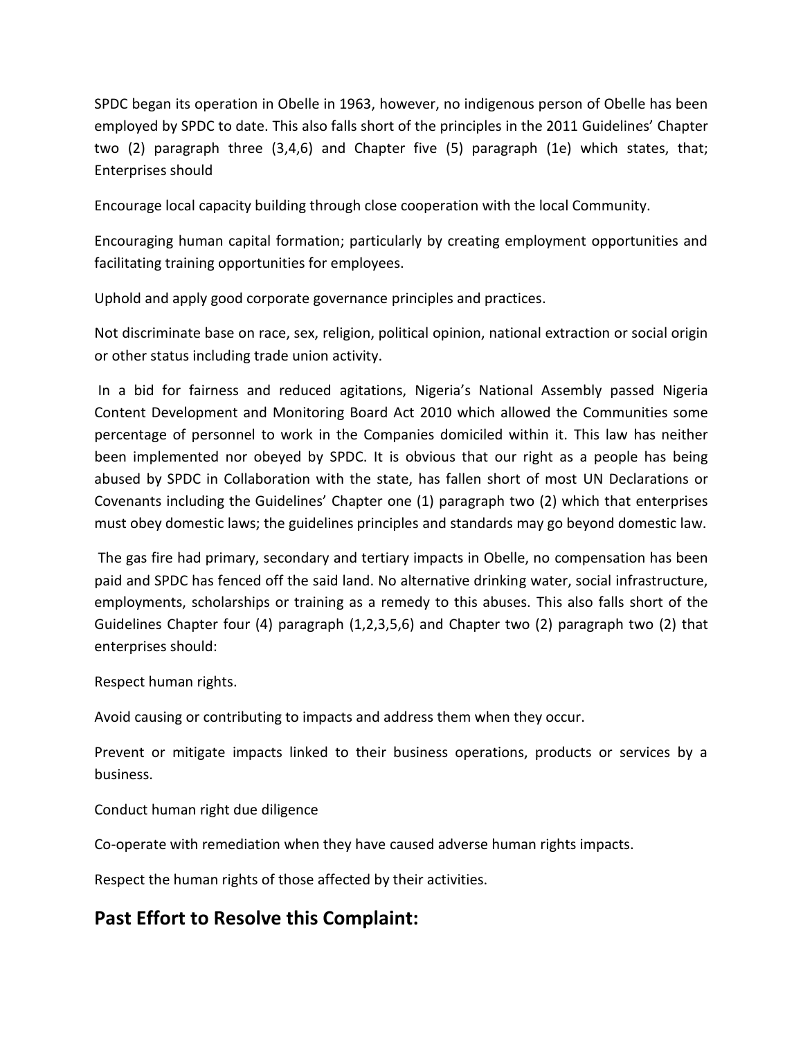SPDC began its operation in Obelle in 1963, however, no indigenous person of Obelle has been employed by SPDC to date. This also falls short of the principles in the 2011 Guidelines' Chapter two (2) paragraph three (3,4,6) and Chapter five (5) paragraph (1e) which states, that; Enterprises should

Encourage local capacity building through close cooperation with the local Community.

Encouraging human capital formation; particularly by creating employment opportunities and facilitating training opportunities for employees.

Uphold and apply good corporate governance principles and practices.

Not discriminate base on race, sex, religion, political opinion, national extraction or social origin or other status including trade union activity.

In a bid for fairness and reduced agitations, Nigeria's National Assembly passed Nigeria Content Development and Monitoring Board Act 2010 which allowed the Communities some percentage of personnel to work in the Companies domiciled within it. This law has neither been implemented nor obeyed by SPDC. It is obvious that our right as a people has being abused by SPDC in Collaboration with the state, has fallen short of most UN Declarations or Covenants including the Guidelines' Chapter one (1) paragraph two (2) which that enterprises must obey domestic laws; the guidelines principles and standards may go beyond domestic law.

The gas fire had primary, secondary and tertiary impacts in Obelle, no compensation has been paid and SPDC has fenced off the said land. No alternative drinking water, social infrastructure, employments, scholarships or training as a remedy to this abuses. This also falls short of the Guidelines Chapter four (4) paragraph (1,2,3,5,6) and Chapter two (2) paragraph two (2) that enterprises should:

Respect human rights.

Avoid causing or contributing to impacts and address them when they occur.

Prevent or mitigate impacts linked to their business operations, products or services by a business.

Conduct human right due diligence

Co-operate with remediation when they have caused adverse human rights impacts.

Respect the human rights of those affected by their activities.

## Past Effort to Resolve this Complaint: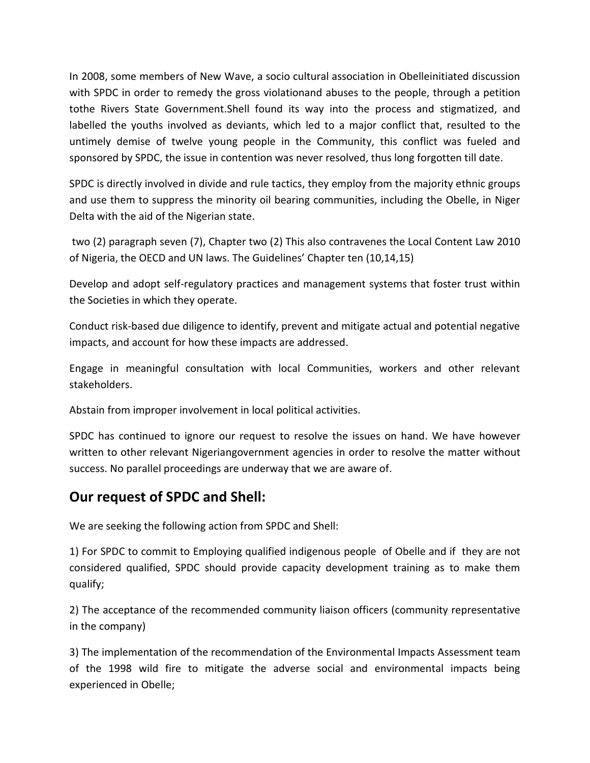In 2008, some members of New Wave, a socio cultural association in Obelleinitiated discussion with SPDC in order to remedy the gross violationand abuses to the people, through a petition tothe Rivers State Government.Shell found its way into the process and stigmatized, and labelled the youths involved as deviants, which led to a major conflict that, resulted to the untimely demise of twelve young people in the Community, this conflict was fueled and sponsored by SPDC, the issue in contention was never resolved, thus long forgotten till date.

SPDC is directly involved in divide and rule tactics, they employ from the majority ethnic groups and use them to suppress the minority oil bearing communities, including the Obelle, in Niger Delta with the aid of the Nigerian state.

two (2) paragraph seven (7), Chapter two (2) This also contravenes the Local Content Law 2010 of Nigeria, the OECD and UN laws. The Guidelines' Chapter ten (10,14,15)

Develop and adopt self-regulatory practices and management systems that foster trust within the Societies in which they operate.

Conduct risk-based due diligence to identify, prevent and mitigate actual and potential negative impacts, and account for how these impacts are addressed.

Engage in meaningful consultation with local Communities, workers and other relevant stakeholders.

Abstain from improper involvement in local political activities.

SPDC has continued to ignore our request to resolve the issues on hand. We have however written to other relevant Nigeriangovernment agencies in order to resolve the matter without success. No parallel proceedings are underway that we are aware of.

## Our request of SPDC and Shell:

We are seeking the following action from SPDC and Shell:

1) For SPDC to commit to Employing qualified indigenous people of Obelle and if they are not considered qualified, SPDC should provide capacity development training as to make them qualify;

2) The acceptance of the recommended community liaison officers (community representative in the company)

3) The implementation of the recommendation of the Environmental Impacts Assessment team of the 1998 wild fire to mitigate the adverse social and environmental impacts being experienced in Obelle;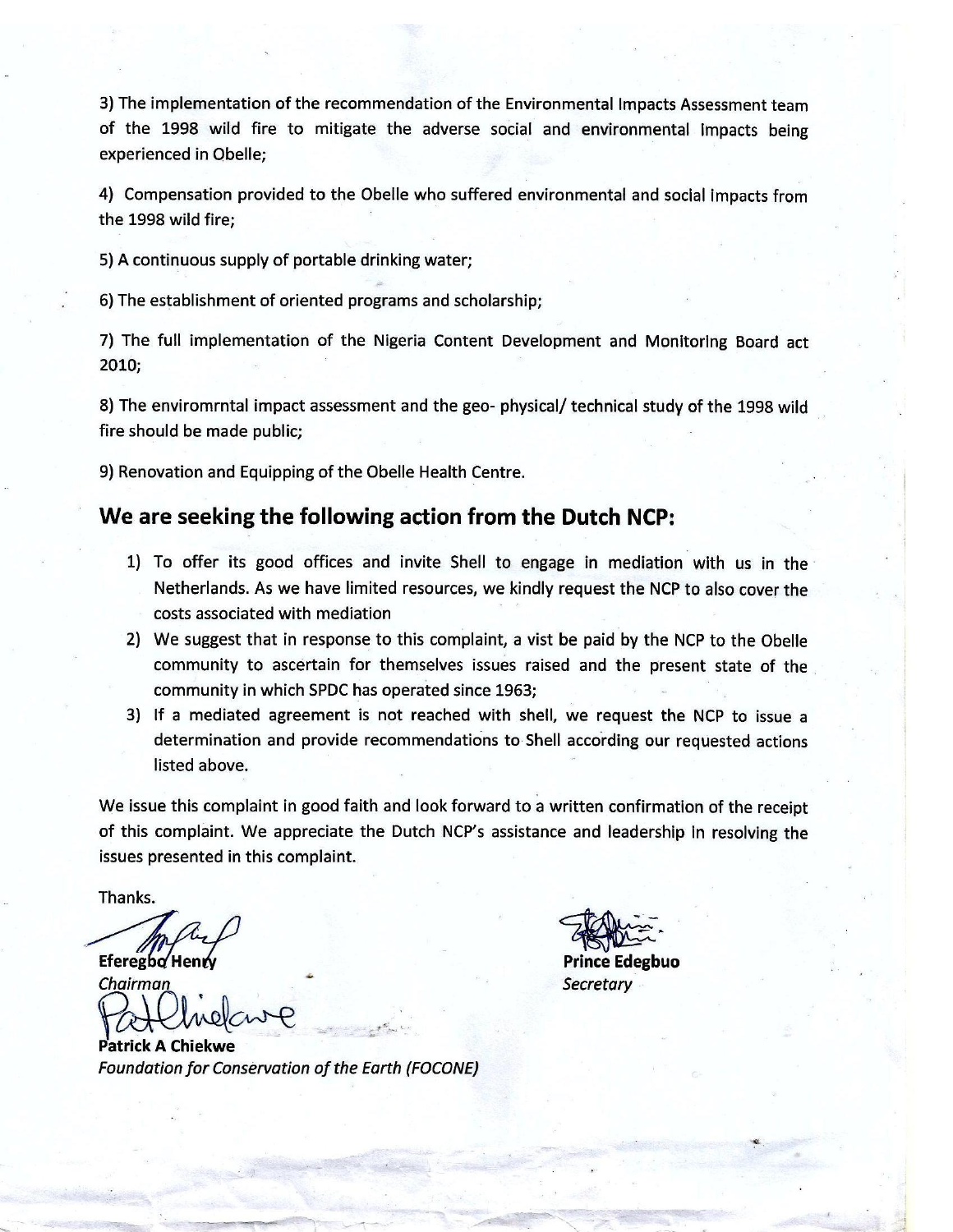3) The implementation of the recommendation of the Environmental Impacts Assessment team of the 1998 wild fire to mitigate the adverse social and environmental impacts being experienced in Obelle;

4) Compensation provided to the Obelle who suffered environmental and social impacts from the 1998 wild fire;

5) A continuous supply of portable drinking water;

6) The establishment of oriented programs and scholarship;

7) The full implementation of the Nigeria Content Development and Monitoring Board act 2010;

8) The enviromrntal impact assessment and the geo- physical/ technical study of the 1998 wild fire should be made public;

9) Renovation and Equipping of the Obelle Health Centre.

## We are seeking the following action from the Dutch NCP:

1) To offer its good offices and invite Shell to engage in mediation with us in the Netherlands. As we have limited resources, we kindly request the NCP to also cover the costs associated with mediation
2) We suggest that in response to this complaint, a vist be paid by the NCP to the Obelle community to ascertain for themselves issues raised and the present state of the community in which SPDC has operated since 1963;
3) If a mediated agreement is not reached with shell, we request the NCP to issue a determination and provide recommendations to Shell according our requested actions listed above.

We issue this complaint in good faith and look forward to a written confirmation of the receipt of this complaint. We appreciate the Dutch NCP's assistance and leadership in resolving the issues presented in this complaint.

Thanks.

**Eferegbo Henry**
*Chairman*

**Prince Edegbuo**
*Secretary*

**Patrick A Chiekwe**
*Foundation for Conservation of the Earth (FOCONE)*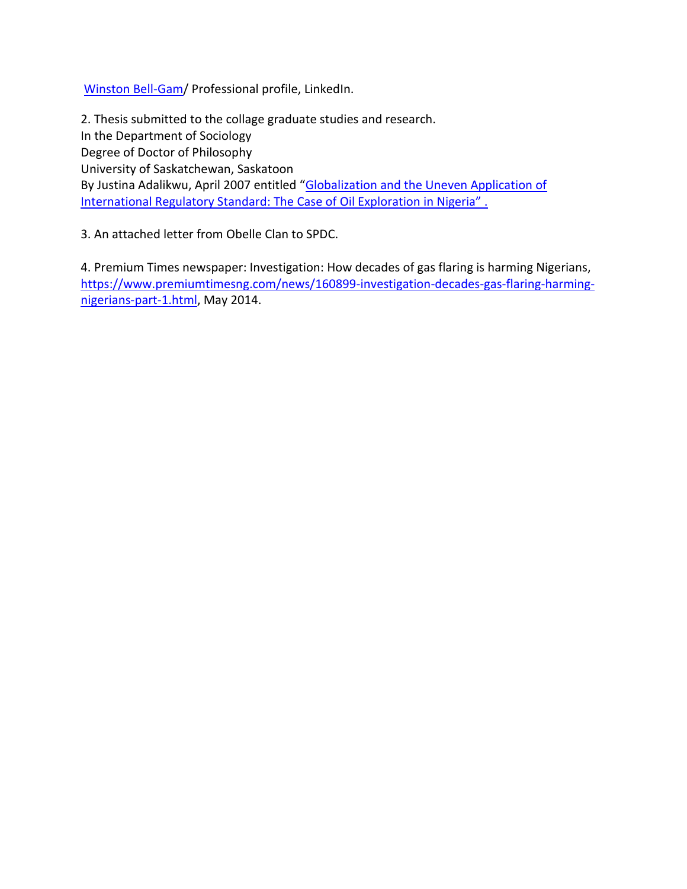Winston Bell-Gam/ Professional profile, LinkedIn.

2. Thesis submitted to the collage graduate studies and research.
In the Department of Sociology
Degree of Doctor of Philosophy
University of Saskatchewan, Saskatoon
By Justina Adalikwu, April 2007 entitled "Globalization and the Uneven Application of International Regulatory Standard: The Case of Oil Exploration in Nigeria" .

3. An attached letter from Obelle Clan to SPDC.

4. Premium Times newspaper: Investigation: How decades of gas flaring is harming Nigerians, https://www.premiumtimesng.com/news/160899-investigation-decades-gas-flaring-harming-nigerians-part-1.html, May 2014.